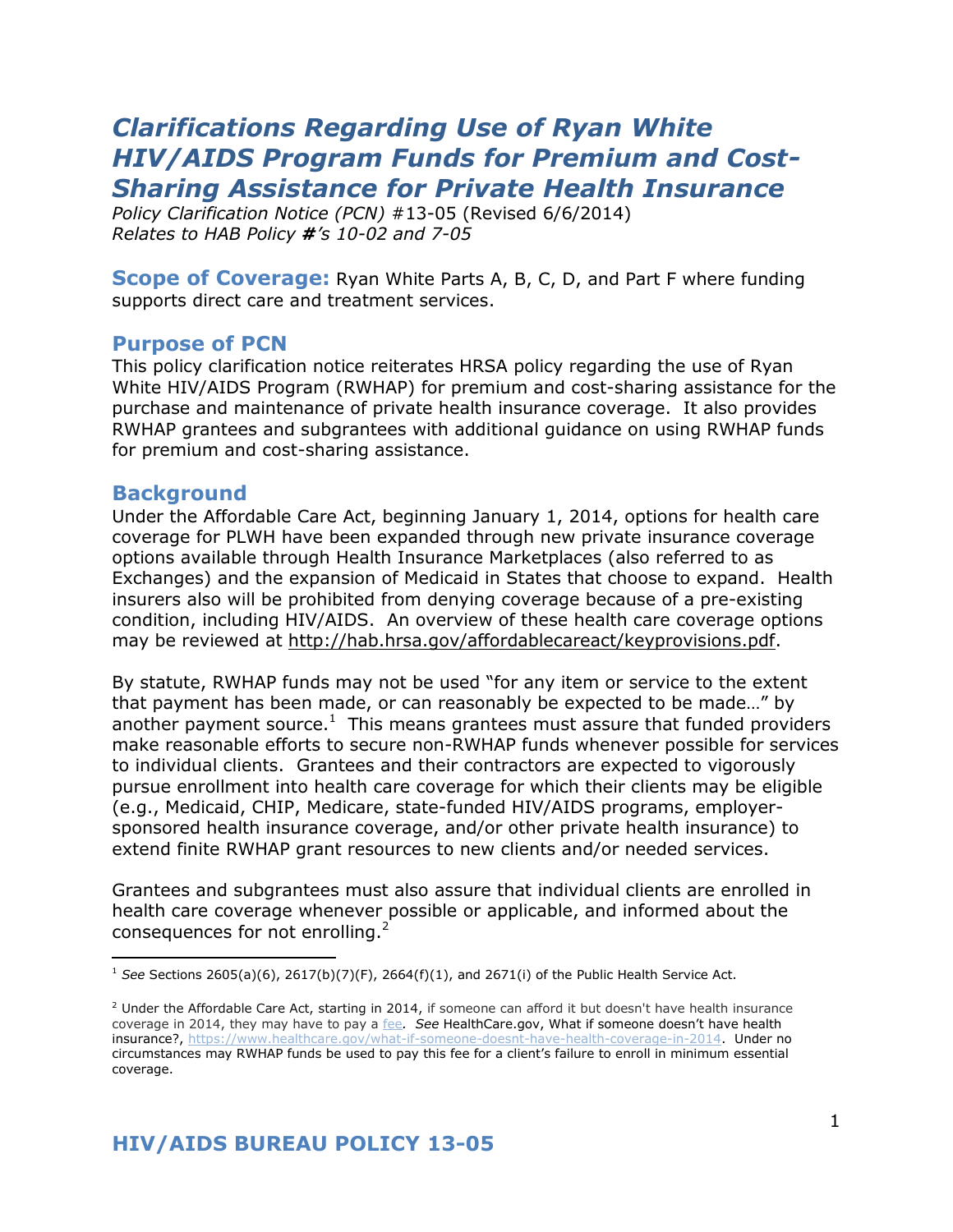# *Clarifications Regarding Use of Ryan White HIV/AIDS Program Funds for Premium and Cost-Sharing Assistance for Private Health Insurance*

*Policy Clarification Notice (PCN)* #13-05 (Revised 6/6/2014)
*Relates to HAB Policy #'s 10-02 and 7-05*

**Scope of Coverage:** Ryan White Parts A, B, C, D, and Part F where funding supports direct care and treatment services.

## Purpose of PCN

This policy clarification notice reiterates HRSA policy regarding the use of Ryan White HIV/AIDS Program (RWHAP) for premium and cost-sharing assistance for the purchase and maintenance of private health insurance coverage. It also provides RWHAP grantees and subgrantees with additional guidance on using RWHAP funds for premium and cost-sharing assistance.

## Background

Under the Affordable Care Act, beginning January 1, 2014, options for health care coverage for PLWH have been expanded through new private insurance coverage options available through Health Insurance Marketplaces (also referred to as Exchanges) and the expansion of Medicaid in States that choose to expand. Health insurers also will be prohibited from denying coverage because of a pre-existing condition, including HIV/AIDS. An overview of these health care coverage options may be reviewed at http://hab.hrsa.gov/affordablecareact/keyprovisions.pdf.

By statute, RWHAP funds may not be used "for any item or service to the extent that payment has been made, or can reasonably be expected to be made…" by another payment source.[1] This means grantees must assure that funded providers make reasonable efforts to secure non-RWHAP funds whenever possible for services to individual clients. Grantees and their contractors are expected to vigorously pursue enrollment into health care coverage for which their clients may be eligible (e.g., Medicaid, CHIP, Medicare, state-funded HIV/AIDS programs, employer-sponsored health insurance coverage, and/or other private health insurance) to extend finite RWHAP grant resources to new clients and/or needed services.

Grantees and subgrantees must also assure that individual clients are enrolled in health care coverage whenever possible or applicable, and informed about the consequences for not enrolling.[2]

---

[1] *See* Sections 2605(a)(6), 2617(b)(7)(F), 2664(f)(1), and 2671(i) of the Public Health Service Act.

[2] Under the Affordable Care Act, starting in 2014, if someone can afford it but doesn't have health insurance coverage in 2014, they may have to pay a fee*. See* HealthCare.gov, What if someone doesn't have health insurance?, https://www.healthcare.gov/what-if-someone-doesnt-have-health-coverage-in-2014. Under no circumstances may RWHAP funds be used to pay this fee for a client's failure to enroll in minimum essential coverage.

**HIV/AIDS BUREAU POLICY 13-05**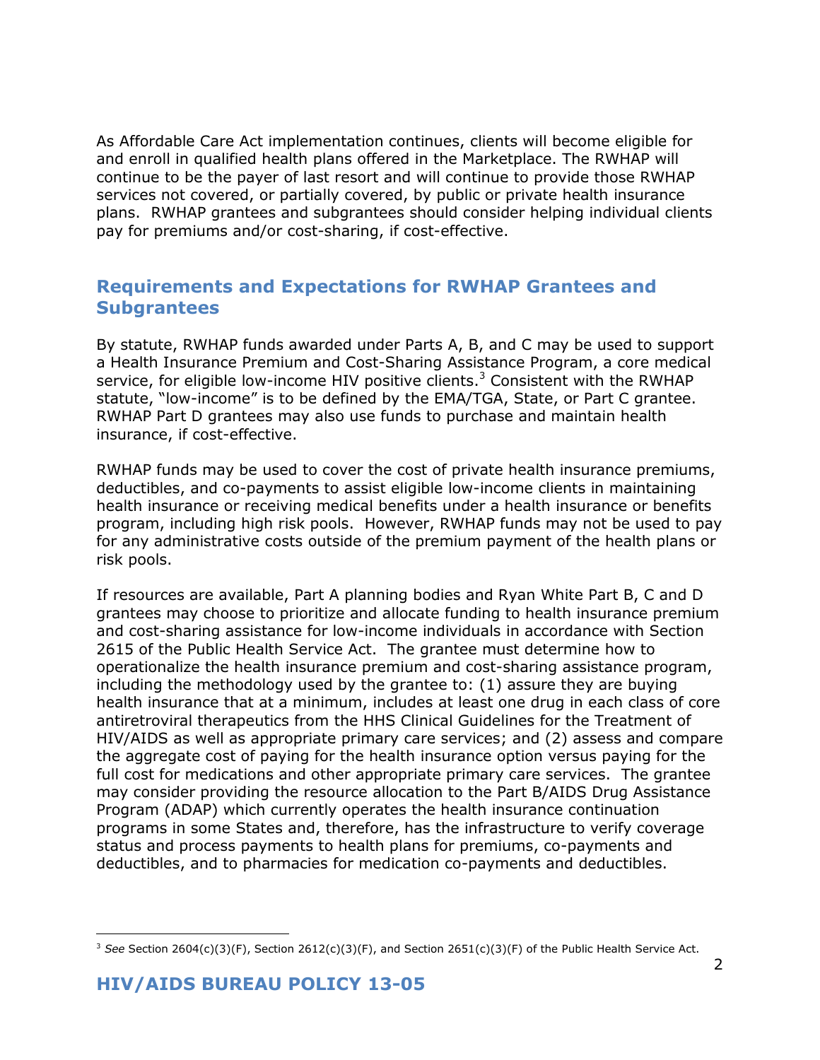As Affordable Care Act implementation continues, clients will become eligible for and enroll in qualified health plans offered in the Marketplace. The RWHAP will continue to be the payer of last resort and will continue to provide those RWHAP services not covered, or partially covered, by public or private health insurance plans. RWHAP grantees and subgrantees should consider helping individual clients pay for premiums and/or cost-sharing, if cost-effective.

## Requirements and Expectations for RWHAP Grantees and Subgrantees

By statute, RWHAP funds awarded under Parts A, B, and C may be used to support a Health Insurance Premium and Cost-Sharing Assistance Program, a core medical service, for eligible low-income HIV positive clients.[3] Consistent with the RWHAP statute, "low-income" is to be defined by the EMA/TGA, State, or Part C grantee. RWHAP Part D grantees may also use funds to purchase and maintain health insurance, if cost-effective.

RWHAP funds may be used to cover the cost of private health insurance premiums, deductibles, and co-payments to assist eligible low-income clients in maintaining health insurance or receiving medical benefits under a health insurance or benefits program, including high risk pools. However, RWHAP funds may not be used to pay for any administrative costs outside of the premium payment of the health plans or risk pools.

If resources are available, Part A planning bodies and Ryan White Part B, C and D grantees may choose to prioritize and allocate funding to health insurance premium and cost-sharing assistance for low-income individuals in accordance with Section 2615 of the Public Health Service Act. The grantee must determine how to operationalize the health insurance premium and cost-sharing assistance program, including the methodology used by the grantee to: (1) assure they are buying health insurance that at a minimum, includes at least one drug in each class of core antiretroviral therapeutics from the HHS Clinical Guidelines for the Treatment of HIV/AIDS as well as appropriate primary care services; and (2) assess and compare the aggregate cost of paying for the health insurance option versus paying for the full cost for medications and other appropriate primary care services. The grantee may consider providing the resource allocation to the Part B/AIDS Drug Assistance Program (ADAP) which currently operates the health insurance continuation programs in some States and, therefore, has the infrastructure to verify coverage status and process payments to health plans for premiums, co-payments and deductibles, and to pharmacies for medication co-payments and deductibles.

[3] *See* Section 2604(c)(3)(F), Section 2612(c)(3)(F), and Section 2651(c)(3)(F) of the Public Health Service Act.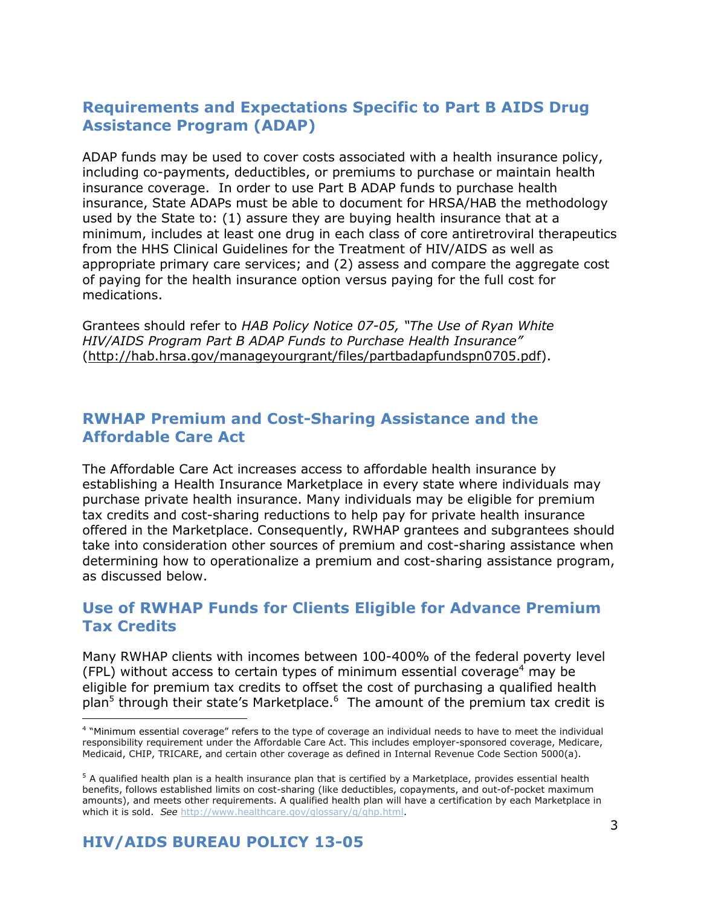## Requirements and Expectations Specific to Part B AIDS Drug Assistance Program (ADAP)

ADAP funds may be used to cover costs associated with a health insurance policy, including co-payments, deductibles, or premiums to purchase or maintain health insurance coverage. In order to use Part B ADAP funds to purchase health insurance, State ADAPs must be able to document for HRSA/HAB the methodology used by the State to: (1) assure they are buying health insurance that at a minimum, includes at least one drug in each class of core antiretroviral therapeutics from the HHS Clinical Guidelines for the Treatment of HIV/AIDS as well as appropriate primary care services; and (2) assess and compare the aggregate cost of paying for the health insurance option versus paying for the full cost for medications.

Grantees should refer to *HAB Policy Notice 07-05, "The Use of Ryan White HIV/AIDS Program Part B ADAP Funds to Purchase Health Insurance"* (http://hab.hrsa.gov/manageyourgrant/files/partbadapfundspn0705.pdf).

## RWHAP Premium and Cost-Sharing Assistance and the Affordable Care Act

The Affordable Care Act increases access to affordable health insurance by establishing a Health Insurance Marketplace in every state where individuals may purchase private health insurance. Many individuals may be eligible for premium tax credits and cost-sharing reductions to help pay for private health insurance offered in the Marketplace. Consequently, RWHAP grantees and subgrantees should take into consideration other sources of premium and cost-sharing assistance when determining how to operationalize a premium and cost-sharing assistance program, as discussed below.

## Use of RWHAP Funds for Clients Eligible for Advance Premium Tax Credits

Many RWHAP clients with incomes between 100-400% of the federal poverty level (FPL) without access to certain types of minimum essential coverage[4] may be eligible for premium tax credits to offset the cost of purchasing a qualified health plan[5] through their state's Marketplace.[6] The amount of the premium tax credit is

[4] "Minimum essential coverage" refers to the type of coverage an individual needs to have to meet the individual responsibility requirement under the Affordable Care Act. This includes employer-sponsored coverage, Medicare, Medicaid, CHIP, TRICARE, and certain other coverage as defined in Internal Revenue Code Section 5000(a).

[5] A qualified health plan is a health insurance plan that is certified by a Marketplace, provides essential health benefits, follows established limits on cost-sharing (like deductibles, copayments, and out-of-pocket maximum amounts), and meets other requirements. A qualified health plan will have a certification by each Marketplace in which it is sold. *See* http://www.healthcare.gov/glossary/q/qhp.html.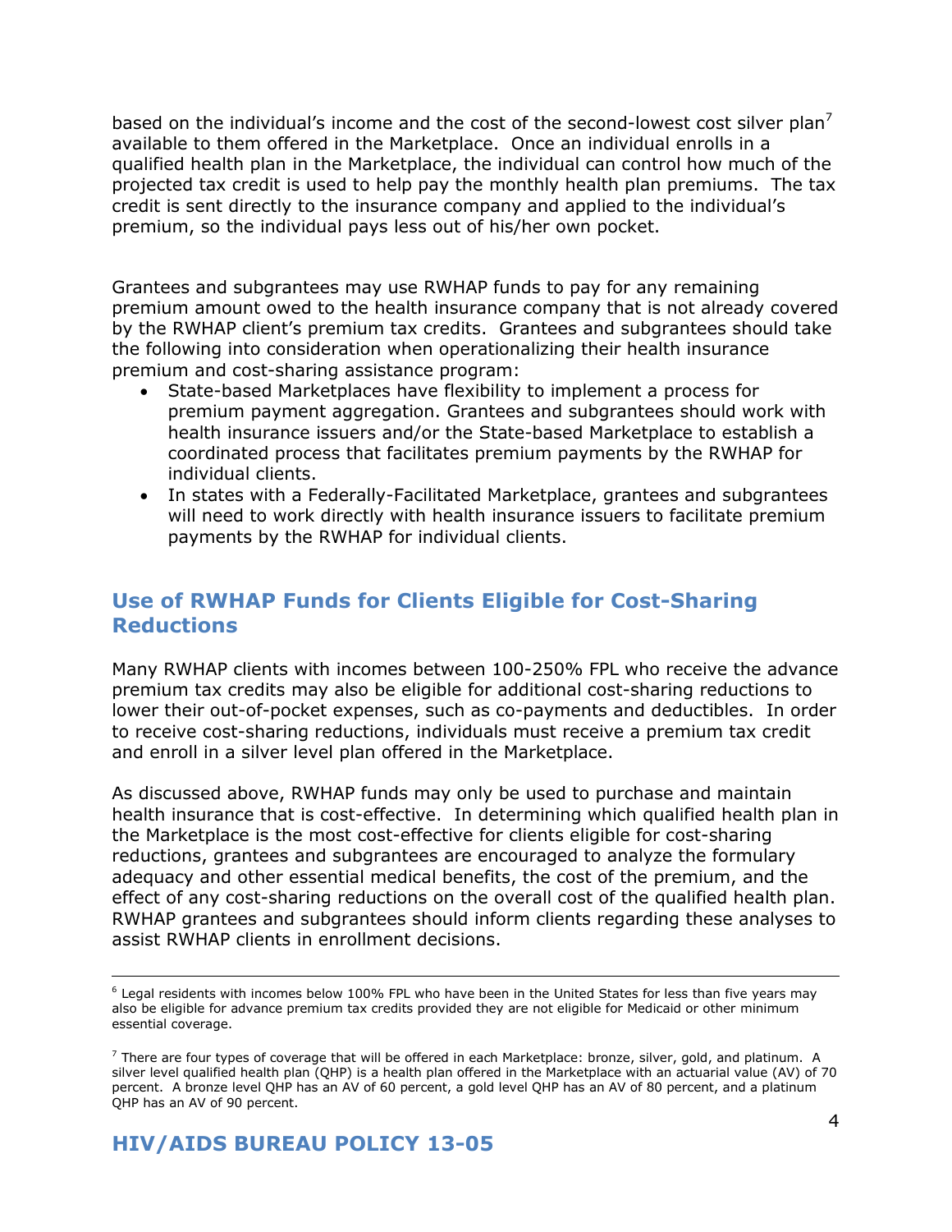based on the individual's income and the cost of the second-lowest cost silver plan[7] available to them offered in the Marketplace. Once an individual enrolls in a qualified health plan in the Marketplace, the individual can control how much of the projected tax credit is used to help pay the monthly health plan premiums. The tax credit is sent directly to the insurance company and applied to the individual's premium, so the individual pays less out of his/her own pocket.

Grantees and subgrantees may use RWHAP funds to pay for any remaining premium amount owed to the health insurance company that is not already covered by the RWHAP client's premium tax credits. Grantees and subgrantees should take the following into consideration when operationalizing their health insurance premium and cost-sharing assistance program:

- State-based Marketplaces have flexibility to implement a process for premium payment aggregation. Grantees and subgrantees should work with health insurance issuers and/or the State-based Marketplace to establish a coordinated process that facilitates premium payments by the RWHAP for individual clients.
- In states with a Federally-Facilitated Marketplace, grantees and subgrantees will need to work directly with health insurance issuers to facilitate premium payments by the RWHAP for individual clients.

## Use of RWHAP Funds for Clients Eligible for Cost-Sharing Reductions

Many RWHAP clients with incomes between 100-250% FPL who receive the advance premium tax credits may also be eligible for additional cost-sharing reductions to lower their out-of-pocket expenses, such as co-payments and deductibles. In order to receive cost-sharing reductions, individuals must receive a premium tax credit and enroll in a silver level plan offered in the Marketplace.

As discussed above, RWHAP funds may only be used to purchase and maintain health insurance that is cost-effective. In determining which qualified health plan in the Marketplace is the most cost-effective for clients eligible for cost-sharing reductions, grantees and subgrantees are encouraged to analyze the formulary adequacy and other essential medical benefits, the cost of the premium, and the effect of any cost-sharing reductions on the overall cost of the qualified health plan. RWHAP grantees and subgrantees should inform clients regarding these analyses to assist RWHAP clients in enrollment decisions.

---

[6] Legal residents with incomes below 100% FPL who have been in the United States for less than five years may also be eligible for advance premium tax credits provided they are not eligible for Medicaid or other minimum essential coverage.

[7] There are four types of coverage that will be offered in each Marketplace: bronze, silver, gold, and platinum. A silver level qualified health plan (QHP) is a health plan offered in the Marketplace with an actuarial value (AV) of 70 percent. A bronze level QHP has an AV of 60 percent, a gold level QHP has an AV of 80 percent, and a platinum QHP has an AV of 90 percent.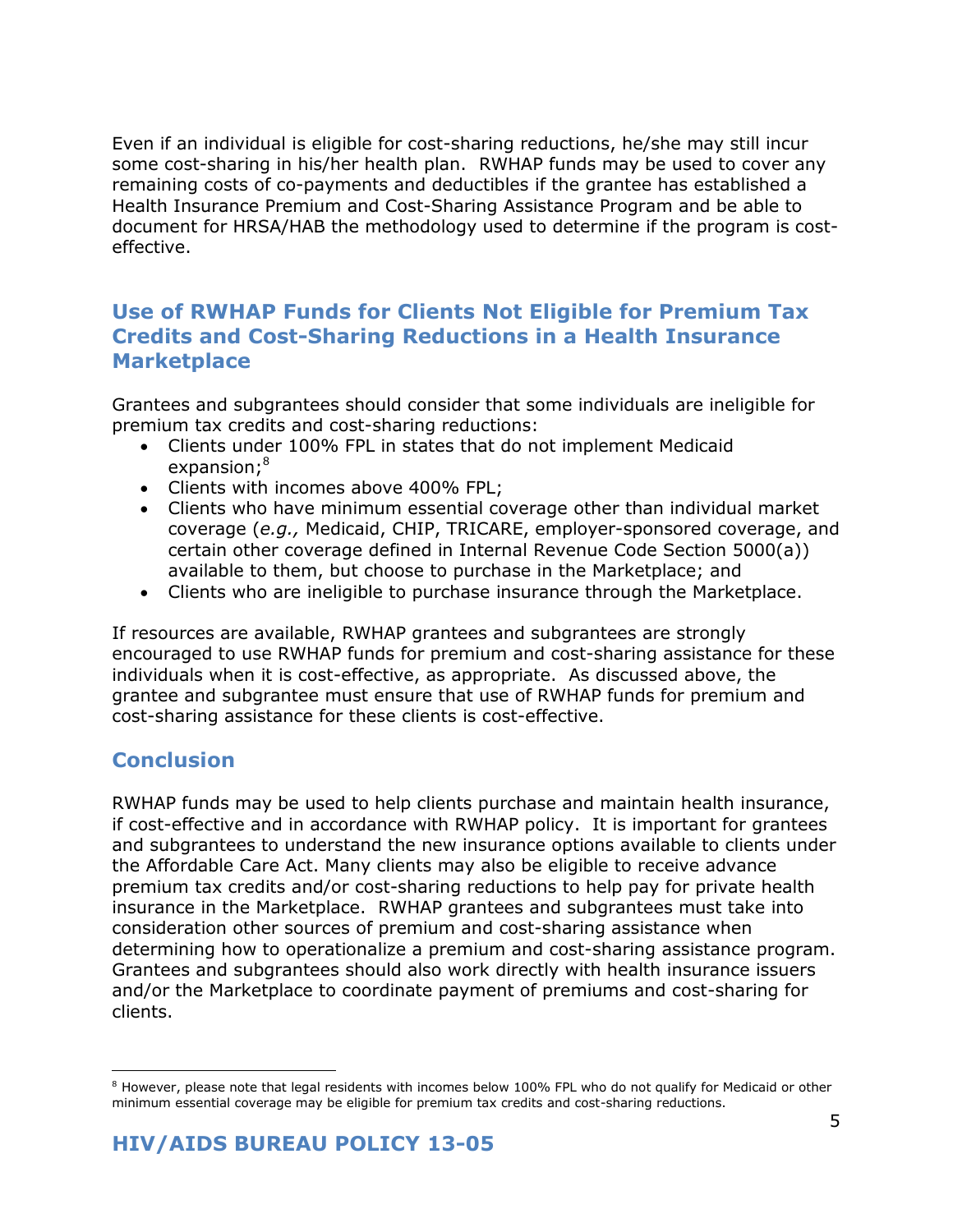Even if an individual is eligible for cost-sharing reductions, he/she may still incur some cost-sharing in his/her health plan. RWHAP funds may be used to cover any remaining costs of co-payments and deductibles if the grantee has established a Health Insurance Premium and Cost-Sharing Assistance Program and be able to document for HRSA/HAB the methodology used to determine if the program is cost-effective.

## Use of RWHAP Funds for Clients Not Eligible for Premium Tax Credits and Cost-Sharing Reductions in a Health Insurance Marketplace

Grantees and subgrantees should consider that some individuals are ineligible for premium tax credits and cost-sharing reductions:

- Clients under 100% FPL in states that do not implement Medicaid expansion;[8]
- Clients with incomes above 400% FPL;
- Clients who have minimum essential coverage other than individual market coverage (*e.g.,* Medicaid, CHIP, TRICARE, employer-sponsored coverage, and certain other coverage defined in Internal Revenue Code Section 5000(a)) available to them, but choose to purchase in the Marketplace; and
- Clients who are ineligible to purchase insurance through the Marketplace.

If resources are available, RWHAP grantees and subgrantees are strongly encouraged to use RWHAP funds for premium and cost-sharing assistance for these individuals when it is cost-effective, as appropriate. As discussed above, the grantee and subgrantee must ensure that use of RWHAP funds for premium and cost-sharing assistance for these clients is cost-effective.

## Conclusion

RWHAP funds may be used to help clients purchase and maintain health insurance, if cost-effective and in accordance with RWHAP policy. It is important for grantees and subgrantees to understand the new insurance options available to clients under the Affordable Care Act. Many clients may also be eligible to receive advance premium tax credits and/or cost-sharing reductions to help pay for private health insurance in the Marketplace. RWHAP grantees and subgrantees must take into consideration other sources of premium and cost-sharing assistance when determining how to operationalize a premium and cost-sharing assistance program. Grantees and subgrantees should also work directly with health insurance issuers and/or the Marketplace to coordinate payment of premiums and cost-sharing for clients.

[8] However, please note that legal residents with incomes below 100% FPL who do not qualify for Medicaid or other minimum essential coverage may be eligible for premium tax credits and cost-sharing reductions.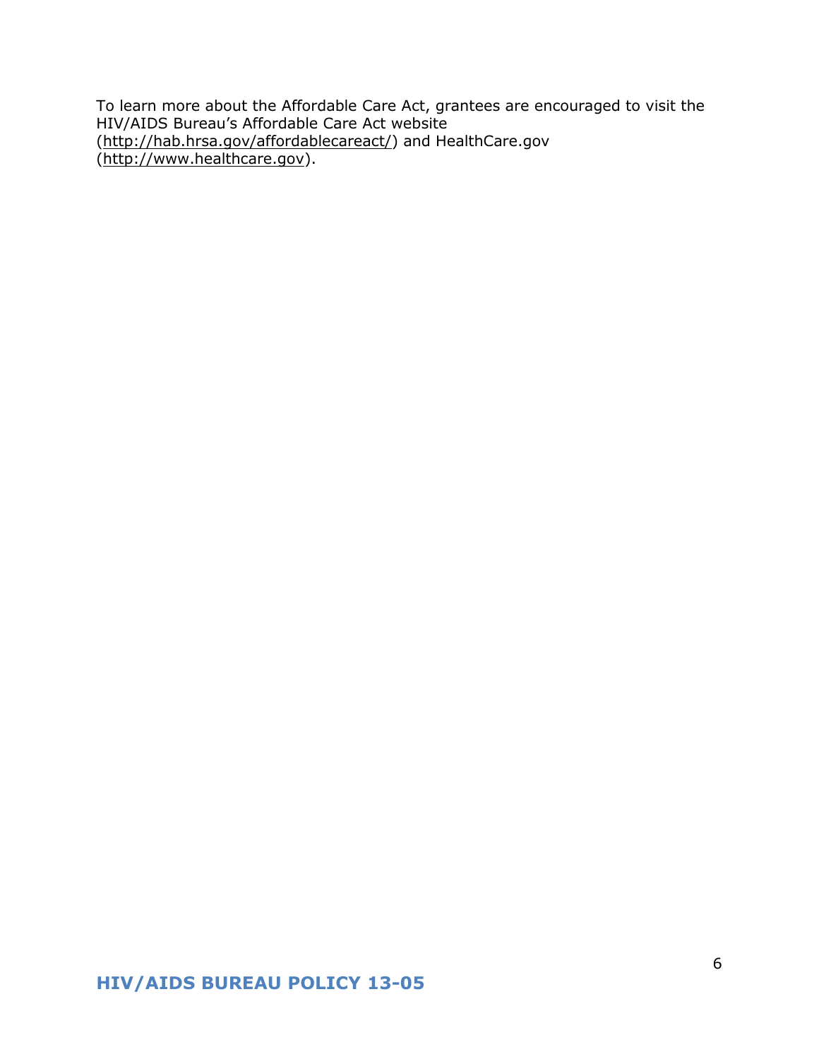To learn more about the Affordable Care Act, grantees are encouraged to visit the HIV/AIDS Bureau's Affordable Care Act website (http://hab.hrsa.gov/affordablecareact/) and HealthCare.gov (http://www.healthcare.gov).